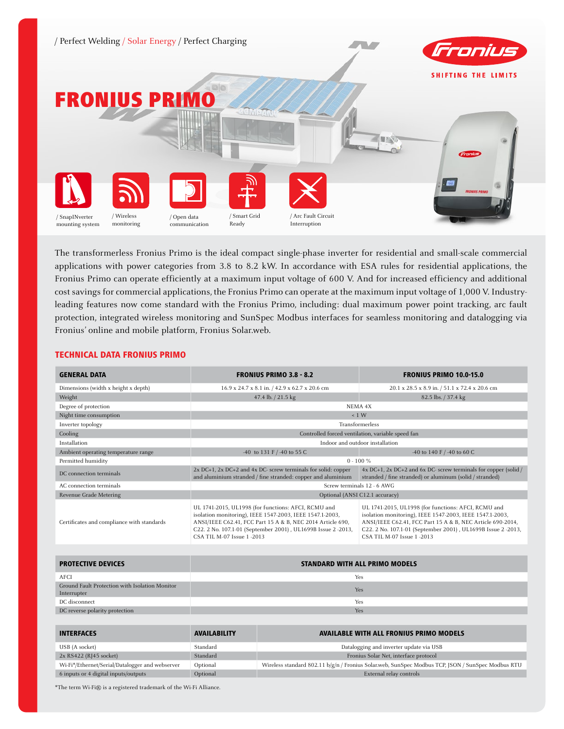/ Perfect Welding / Solar Energy / Perfect Charging

SHIFTING THE LIMITS

# FRONIUS PRIMO

/ SnapINverter mounting system

/ Wireless monitoring

/ Open data communication

/ Smart Grid Ready

/ Arc Fault Circuit Interruption

The transformerless Fronius Primo is the ideal compact single-phase inverter for residential and small-scale commercial applications with power categories from 3.8 to 8.2 kW. In accordance with ESA rules for residential applications, the Fronius Primo can operate efficiently at a maximum input voltage of 600 V. And for increased efficiency and additional cost savings for commercial applications, the Fronius Primo can operate at the maximum input voltage of 1,000 V. Industry-leading features now come standard with the Fronius Primo, including: dual maximum power point tracking, arc fault protection, integrated wireless monitoring and SunSpec Modbus interfaces for seamless monitoring and datalogging via Fronius' online and mobile platform, Fronius Solar.web.

## TECHNICAL DATA FRONIUS PRIMO

| GENERAL DATA | FRONIUS PRIMO 3.8 - 8.2 | FRONIUS PRIMO 10.0-15.0 |
|---|---|---|
| Dimensions (width x height x depth) | 16.9 x 24.7 x 8.1 in. / 42.9 x 62.7 x 20.6 cm | 20.1 x 28.5 x 8.9 in. / 51.1 x 72.4 x 20.6 cm |
| Weight | 47.4 lb. / 21.5 kg | 82.5 lbs. / 37.4 kg |
| Degree of protection | NEMA 4X | |
| Night time consumption | < 1 W | |
| Inverter topology | Transformerless | |
| Cooling | Controlled forced ventilation, variable speed fan | |
| Installation | Indoor and outdoor installation | |
| Ambient operating temperature range | -40 to 131 F / -40 to 55 C | -40 to 140 F / -40 to 60 C |
| Permitted humidity | 0 - 100 % | |
| DC connection terminals | 2x DC+1, 2x DC+2 and 4x DC- screw terminals for solid: copper and aluminium stranded / fine stranded: copper and aluminium | 4x DC+1, 2x DC+2 and 6x DC- screw terminals for copper (solid / stranded / fine stranded) or aluminum (solid / stranded) |
| AC connection terminals | Screw terminals 12 - 6 AWG | |
| Revenue Grade Metering | Optional (ANSI C12.1 accuracy) | |
| Certificates and compliance with standards | UL 1741-2015, UL1998 (for functions: AFCI, RCMU and isolation monitoring), IEEE 1547-2003, IEEE 1547.1-2003, ANSI/IEEE C62.41, FCC Part 15 A & B, NEC 2014 Article 690, C22. 2 No. 107.1-01 (September 2001) , UL1699B Issue 2 -2013, CSA TIL M-07 Issue 1 -2013 | UL 1741-2015, UL1998 (for functions: AFCI, RCMU and isolation monitoring), IEEE 1547-2003, IEEE 1547.1-2003, ANSI/IEEE C62.41, FCC Part 15 A & B, NEC Article 690-2014, C22. 2 No. 107.1-01 (September 2001) , UL1699B Issue 2 -2013, CSA TIL M-07 Issue 1 -2013 |

| PROTECTIVE DEVICES | STANDARD WITH ALL PRIMO MODELS |
|---|---|
| AFCI | Yes |
| Ground Fault Protection with Isolation Monitor Interrupter | Yes |
| DC disconnect | Yes |
| DC reverse polarity protection | Yes |

| INTERFACES | AVAILABILITY | AVAILABLE WITH ALL FRONIUS PRIMO MODELS |
|---|---|---|
| USB (A socket) | Standard | Datalogging and inverter update via USB |
| 2x RS422 (RJ45 socket) | Standard | Fronius Solar Net, interface protocol |
| Wi-Fi*/Ethernet/Serial/Datalogger and webserver | Optional | Wireless standard 802.11 b/g/n / Fronius Solar.web, SunSpec Modbus TCP, JSON / SunSpec Modbus RTU |
| 6 inputs or 4 digital inputs/outputs | Optional | External relay controls |

*The term Wi-Fi® is a registered trademark of the Wi-Fi Alliance.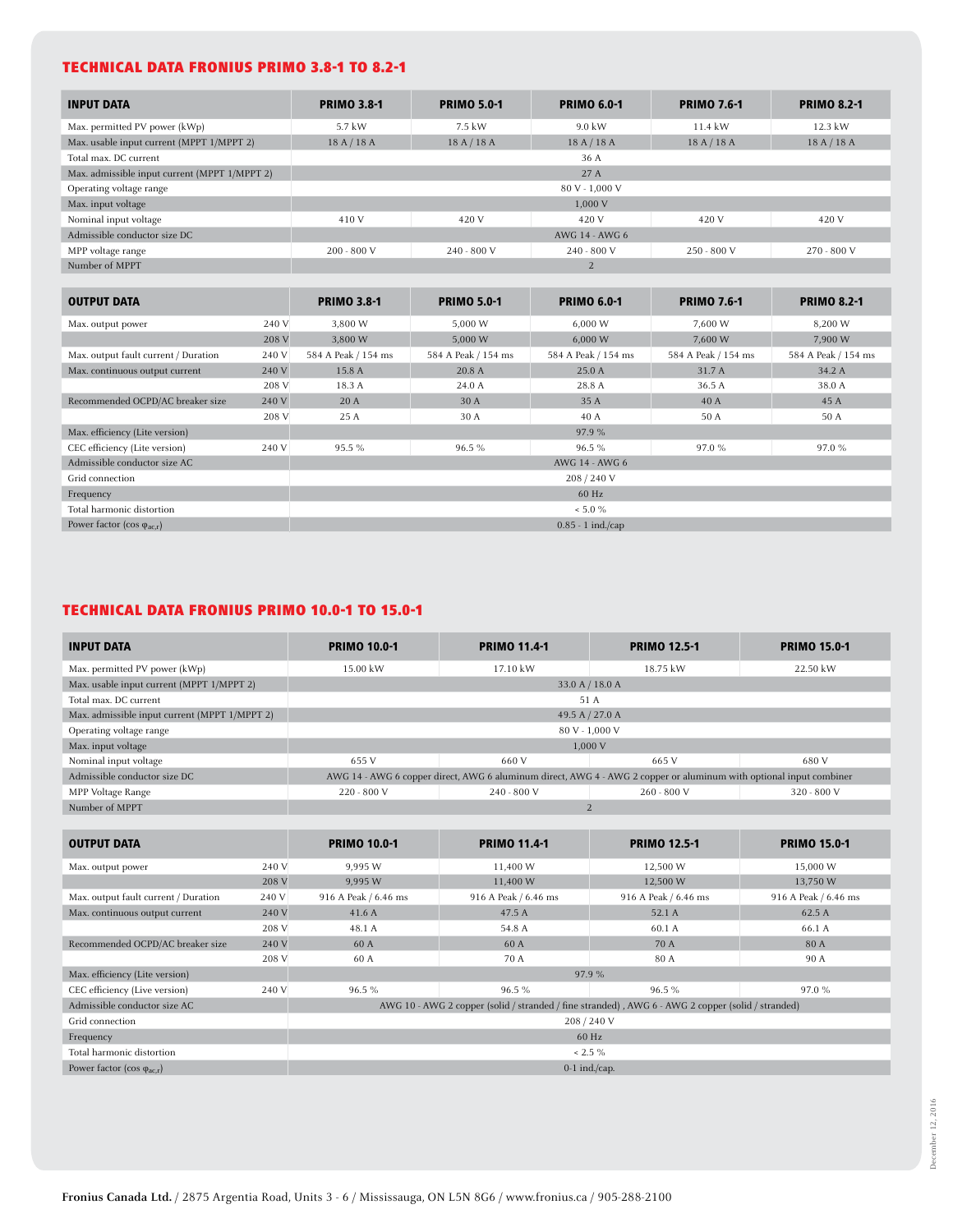## TECHNICAL DATA FRONIUS PRIMO 3.8-1 TO 8.2-1

| INPUT DATA | PRIMO 3.8-1 | PRIMO 5.0-1 | PRIMO 6.0-1 | PRIMO 7.6-1 | PRIMO 8.2-1 |
|---|---|---|---|---|---|
| Max. permitted PV power (kWp) | 5.7 kW | 7.5 kW | 9.0 kW | 11.4 kW | 12.3 kW |
| Max. usable input current (MPPT 1/MPPT 2) | 18 A / 18 A | 18 A / 18 A | 18 A / 18 A | 18 A / 18 A | 18 A / 18 A |
| Total max. DC current | 36 A | | | | |
| Max. admissible input current (MPPT 1/MPPT 2) | 27 A | | | | |
| Operating voltage range | 80 V - 1,000 V | | | | |
| Max. input voltage | 1,000 V | | | | |
| Nominal input voltage | 410 V | 420 V | 420 V | 420 V | 420 V |
| Admissible conductor size DC | AWG 14 - AWG 6 | | | | |
| MPP voltage range | 200 - 800 V | 240 - 800 V | 240 - 800 V | 250 - 800 V | 270 - 800 V |
| Number of MPPT | 2 | | | | |

| OUTPUT DATA | | PRIMO 3.8-1 | PRIMO 5.0-1 | PRIMO 6.0-1 | PRIMO 7.6-1 | PRIMO 8.2-1 |
|---|---|---|---|---|---|---|
| Max. output power | 240 V | 3,800 W | 5,000 W | 6,000 W | 7,600 W | 8,200 W |
| | 208 V | 3,800 W | 5,000 W | 6,000 W | 7,600 W | 7,900 W |
| Max. output fault current / Duration | 240 V | 584 A Peak / 154 ms | 584 A Peak / 154 ms | 584 A Peak / 154 ms | 584 A Peak / 154 ms | 584 A Peak / 154 ms |
| Max. continuous output current | 240 V | 15.8 A | 20.8 A | 25.0 A | 31.7 A | 34.2 A |
| | 208 V | 18.3 A | 24.0 A | 28.8 A | 36.5 A | 38.0 A |
| Recommended OCPD/AC breaker size | 240 V | 20 A | 30 A | 35 A | 40 A | 45 A |
| | 208 V | 25 A | 30 A | 40 A | 50 A | 50 A |
| Max. efficiency (Lite version) | | 97.9 % | | | | |
| CEC efficiency (Lite version) | 240 V | 95.5 % | 96.5 % | 96.5 % | 97.0 % | 97.0 % |
| Admissible conductor size AC | | AWG 14 - AWG 6 | | | | |
| Grid connection | | 208 / 240 V | | | | |
| Frequency | | 60 Hz | | | | |
| Total harmonic distortion | | < 5.0 % | | | | |
| Power factor (cos $\varphi_{ac,r}$) | | 0.85 - 1 ind./cap | | | | |

## TECHNICAL DATA FRONIUS PRIMO 10.0-1 TO 15.0-1

| INPUT DATA | PRIMO 10.0-1 | PRIMO 11.4-1 | PRIMO 12.5-1 | PRIMO 15.0-1 |
|---|---|---|---|---|
| Max. permitted PV power (kWp) | 15.00 kW | 17.10 kW | 18.75 kW | 22.50 kW |
| Max. usable input current (MPPT 1/MPPT 2) | 33.0 A / 18.0 A | | | |
| Total max. DC current | 51 A | | | |
| Max. admissible input current (MPPT 1/MPPT 2) | 49.5 A / 27.0 A | | | |
| Operating voltage range | 80 V - 1,000 V | | | |
| Max. input voltage | 1,000 V | | | |
| Nominal input voltage | 655 V | 660 V | 665 V | 680 V |
| Admissible conductor size DC | AWG 14 - AWG 6 copper direct, AWG 6 aluminum direct, AWG 4 - AWG 2 copper or aluminum with optional input combiner | | | |
| MPP Voltage Range | 220 - 800 V | 240 - 800 V | 260 - 800 V | 320 - 800 V |
| Number of MPPT | 2 | | | |

| OUTPUT DATA | | PRIMO 10.0-1 | PRIMO 11.4-1 | PRIMO 12.5-1 | PRIMO 15.0-1 |
|---|---|---|---|---|---|
| Max. output power | 240 V | 9,995 W | 11,400 W | 12,500 W | 15,000 W |
| | 208 V | 9,995 W | 11,400 W | 12,500 W | 13,750 W |
| Max. output fault current / Duration | 240 V | 916 A Peak / 6.46 ms | 916 A Peak / 6.46 ms | 916 A Peak / 6.46 ms | 916 A Peak / 6.46 ms |
| Max. continuous output current | 240 V | 41.6 A | 47.5 A | 52.1 A | 62.5 A |
| | 208 V | 48.1 A | 54.8 A | 60.1 A | 66.1 A |
| Recommended OCPD/AC breaker size | 240 V | 60 A | 60 A | 70 A | 80 A |
| | 208 V | 60 A | 70 A | 80 A | 90 A |
| Max. efficiency (Lite version) | | 97.9 % | | | |
| CEC efficiency (Live version) | 240 V | 96.5 % | 96.5 % | 96.5 % | 97.0 % |
| Admissible conductor size AC | | AWG 10 - AWG 2 copper (solid / stranded / fine stranded) , AWG 6 - AWG 2 copper (solid / stranded) | | | |
| Grid connection | | 208 / 240 V | | | |
| Frequency | | 60 Hz | | | |
| Total harmonic distortion | | < 2.5 % | | | |
| Power factor (cos $\varphi_{ac,r}$) | | 0-1 ind./cap. | | | |

December 12, 2016

**Fronius Canada Ltd.** / 2875 Argentia Road, Units 3 - 6 / Mississauga, ON L5N 8G6 / www.fronius.ca / 905-288-2100